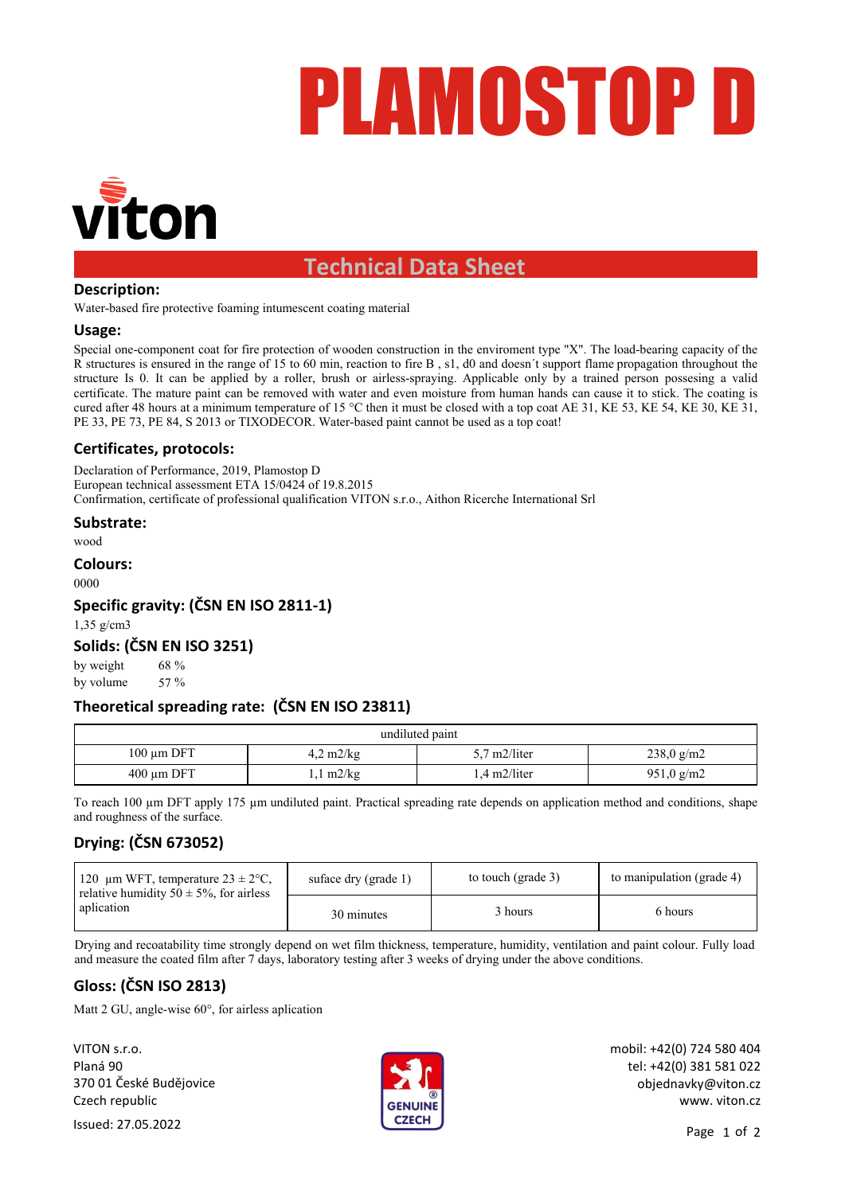# PLAMOSTOP D

viton

## Technical Data Sheet

### Description:

Water-based fire protective foaming intumescent coating material

### Usage:

Special one-component coat for fire protection of wooden construction in the enviroment type "X". The load-bearing capacity of the R structures is ensured in the range of 15 to 60 min, reaction to fire B , s1, d0 and doesn´t support flame propagation throughout the structure Is 0. It can be applied by a roller, brush or airless-spraying. Applicable only by a trained person possesing a valid certificate. The mature paint can be removed with water and even moisture from human hands can cause it to stick. The coating is cured after 48 hours at a minimum temperature of 15 °C then it must be closed with a top coat AE 31, KE 53, KE 54, KE 30, KE 31, PE 33, PE 73, PE 84, S 2013 or TIXODECOR. Water-based paint cannot be used as a top coat!

### Certificates, protocols:

Declaration of Performance, 2019, Plamostop D
European technical assessment ETA 15/0424 of 19.8.2015
Confirmation, certificate of professional qualification VITON s.r.o., Aithon Ricerche International Srl

### Substrate:

wood

### Colours:

0000

### Specific gravity: (ČSN EN ISO 2811-1)

1,35 g/cm3

### Solids: (ČSN EN ISO 3251)

by weight 68 %
by volume 57 %

### Theoretical spreading rate: (ČSN EN ISO 23811)

| undiluted paint | | | |
|---|---|---|---|
| 100 µm DFT | 4,2 m2/kg | 5,7 m2/liter | 238,0 g/m2 |
| 400 µm DFT | 1,1 m2/kg | 1,4 m2/liter | 951,0 g/m2 |

To reach 100 µm DFT apply 175 µm undiluted paint. Practical spreading rate depends on application method and conditions, shape and roughness of the surface.

### Drying: (ČSN 673052)

| 120 µm WFT, temperature 23 ± 2°C, relative humidity 50 ± 5%, for airless aplication | suface dry (grade 1) | to touch (grade 3) | to manipulation (grade 4) |
|---|---|---|---|
| | 30 minutes | 3 hours | 6 hours |

Drying and recoatability time strongly depend on wet film thickness, temperature, humidity, ventilation and paint colour. Fully load and measure the coated film after 7 days, laboratory testing after 3 weeks of drying under the above conditions.

### Gloss: (ČSN ISO 2813)

Matt 2 GU, angle-wise 60°, for airless aplication

VITON s.r.o.
Planá 90
370 01 České Budějovice
Czech republic

Issued: 27.05.2022

GENUINE CZECH

mobil: +42(0) 724 580 404
tel: +42(0) 381 581 022
objednavky@viton.cz
www. viton.cz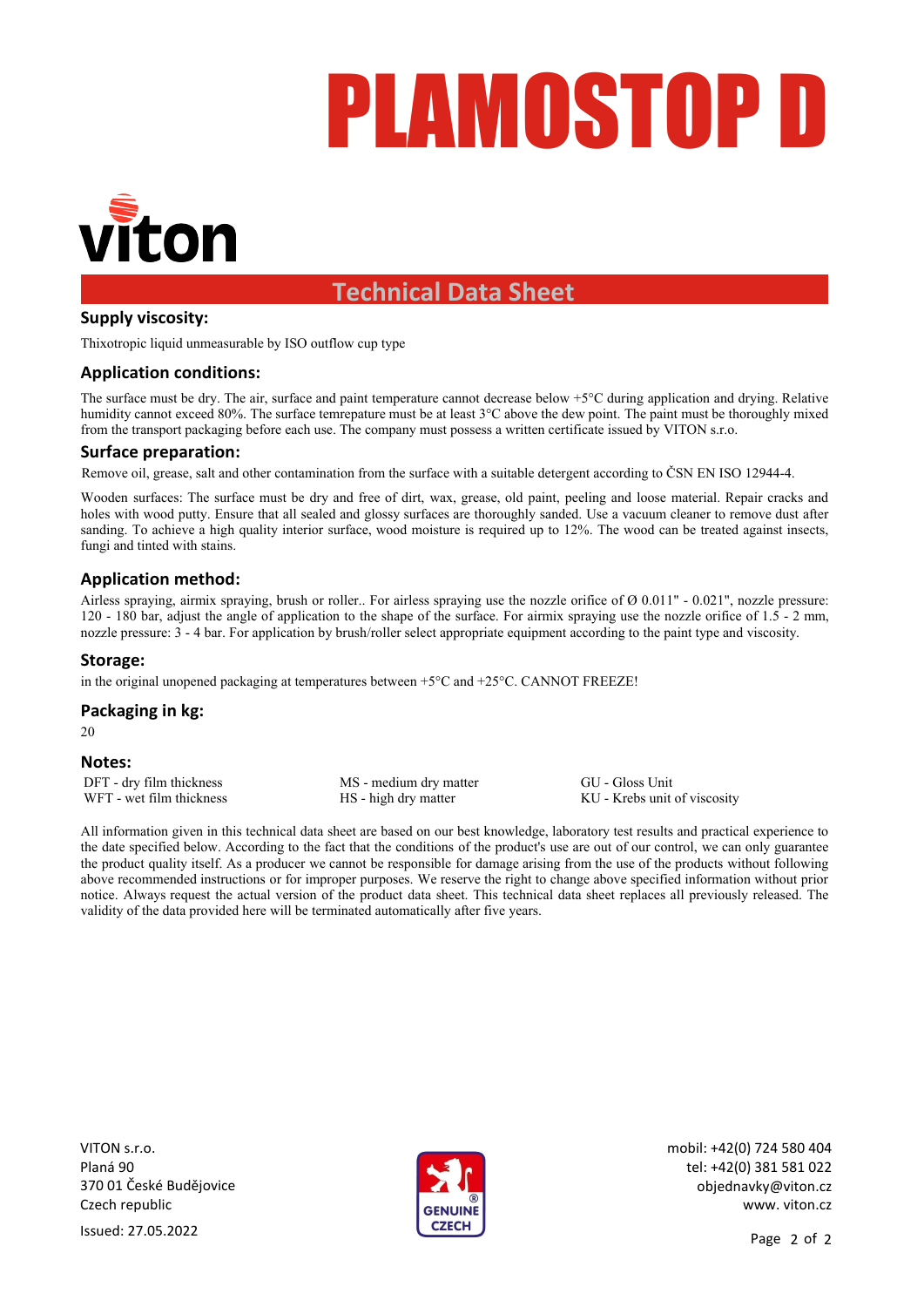# PLAMOSTOP D

viton

## Technical Data Sheet

### Supply viscosity:

Thixotropic liquid unmeasurable by ISO outflow cup type

### Application conditions:

The surface must be dry. The air, surface and paint temperature cannot decrease below +5°C during application and drying. Relative humidity cannot exceed 80%. The surface temrepature must be at least 3°C above the dew point. The paint must be thoroughly mixed from the transport packaging before each use. The company must possess a written certificate issued by VITON s.r.o.

### Surface preparation:

Remove oil, grease, salt and other contamination from the surface with a suitable detergent according to ČSN EN ISO 12944-4.

Wooden surfaces: The surface must be dry and free of dirt, wax, grease, old paint, peeling and loose material. Repair cracks and holes with wood putty. Ensure that all sealed and glossy surfaces are thoroughly sanded. Use a vacuum cleaner to remove dust after sanding. To achieve a high quality interior surface, wood moisture is required up to 12%. The wood can be treated against insects, fungi and tinted with stains.

### Application method:

Airless spraying, airmix spraying, brush or roller.. For airless spraying use the nozzle orifice of Ø 0.011" - 0.021", nozzle pressure: 120 - 180 bar, adjust the angle of application to the shape of the surface. For airmix spraying use the nozzle orifice of 1.5 - 2 mm, nozzle pressure: 3 - 4 bar. For application by brush/roller select appropriate equipment according to the paint type and viscosity.

### Storage:

in the original unopened packaging at temperatures between +5°C and +25°C. CANNOT FREEZE!

### Packaging in kg:

20

### Notes:

| | | |
|---|---|---|
| DFT - dry film thickness | MS - medium dry matter | GU - Gloss Unit |
| WFT - wet film thickness | HS - high dry matter | KU - Krebs unit of viscosity |

All information given in this technical data sheet are based on our best knowledge, laboratory test results and practical experience to the date specified below. According to the fact that the conditions of the product's use are out of our control, we can only guarantee the product quality itself. As a producer we cannot be responsible for damage arising from the use of the products without following above recommended instructions or for improper purposes. We reserve the right to change above specified information without prior notice. Always request the actual version of the product data sheet. This technical data sheet replaces all previously released. The validity of the data provided here will be terminated automatically after five years.

VITON s.r.o.
Planá 90
370 01 České Budějovice
Czech republic

Issued: 27.05.2022

GENUINE CZECH

mobil: +42(0) 724 580 404
tel: +42(0) 381 581 022
objednavky@viton.cz
www. viton.cz